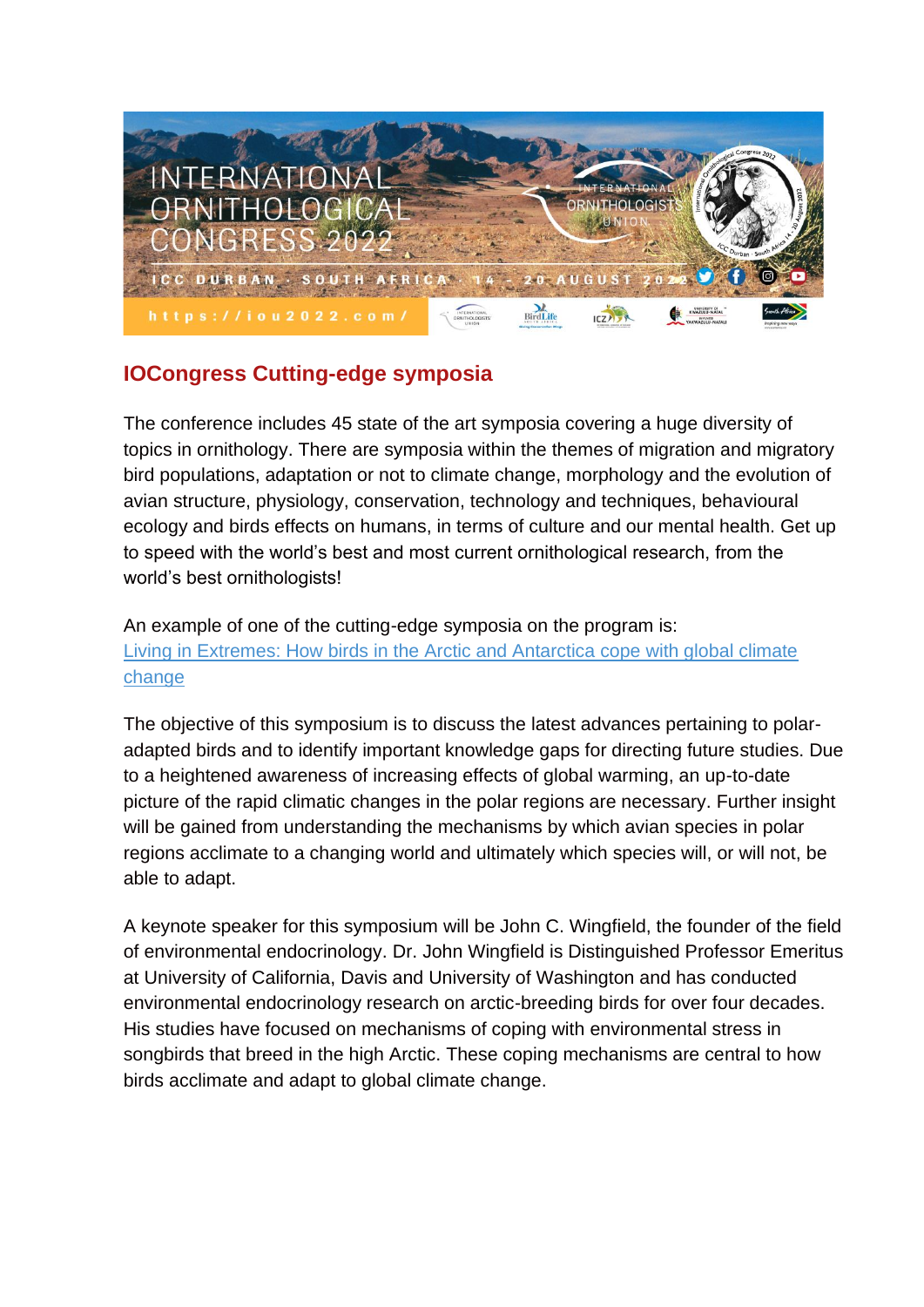INTERNATIONAL ORNITHOLOGICAL CONGRESS 2022

ICC DURBAN · SOUTH AFRICA · 14 – 20 AUGUST 2022

https://iou2022.com/

## IOCongress Cutting-edge symposia

The conference includes 45 state of the art symposia covering a huge diversity of topics in ornithology. There are symposia within the themes of migration and migratory bird populations, adaptation or not to climate change, morphology and the evolution of avian structure, physiology, conservation, technology and techniques, behavioural ecology and birds effects on humans, in terms of culture and our mental health. Get up to speed with the world's best and most current ornithological research, from the world's best ornithologists!

An example of one of the cutting-edge symposia on the program is:
Living in Extremes: How birds in the Arctic and Antarctica cope with global climate change

The objective of this symposium is to discuss the latest advances pertaining to polar-adapted birds and to identify important knowledge gaps for directing future studies. Due to a heightened awareness of increasing effects of global warming, an up-to-date picture of the rapid climatic changes in the polar regions are necessary. Further insight will be gained from understanding the mechanisms by which avian species in polar regions acclimate to a changing world and ultimately which species will, or will not, be able to adapt.

A keynote speaker for this symposium will be John C. Wingfield, the founder of the field of environmental endocrinology. Dr. John Wingfield is Distinguished Professor Emeritus at University of California, Davis and University of Washington and has conducted environmental endocrinology research on arctic-breeding birds for over four decades. His studies have focused on mechanisms of coping with environmental stress in songbirds that breed in the high Arctic. These coping mechanisms are central to how birds acclimate and adapt to global climate change.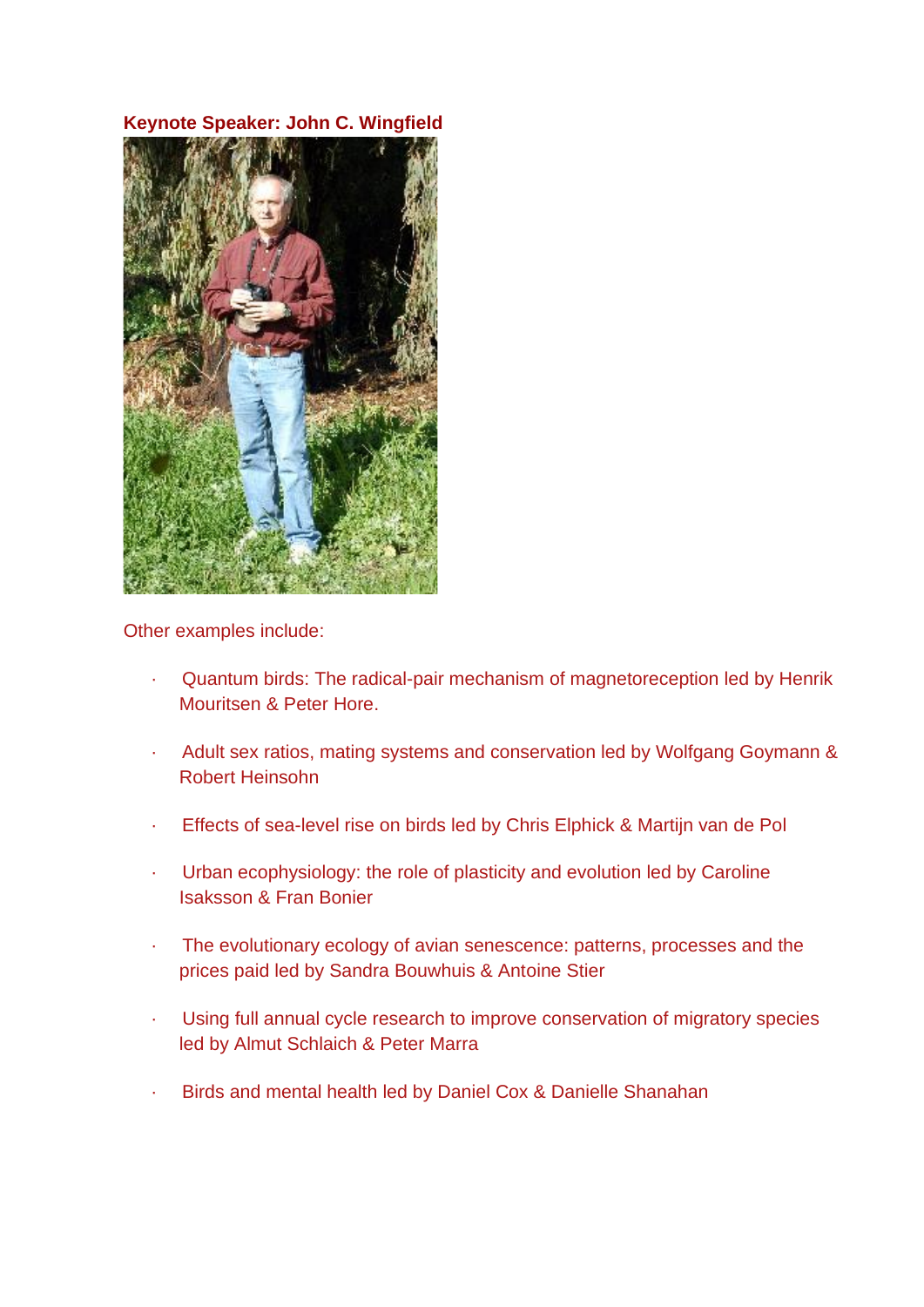**Keynote Speaker: John C. Wingfield**

Other examples include:

- Quantum birds: The radical-pair mechanism of magnetoreception led by Henrik Mouritsen & Peter Hore.
- Adult sex ratios, mating systems and conservation led by Wolfgang Goymann & Robert Heinsohn
- Effects of sea-level rise on birds led by Chris Elphick & Martijn van de Pol
- Urban ecophysiology: the role of plasticity and evolution led by Caroline Isaksson & Fran Bonier
- The evolutionary ecology of avian senescence: patterns, processes and the prices paid led by Sandra Bouwhuis & Antoine Stier
- Using full annual cycle research to improve conservation of migratory species led by Almut Schlaich & Peter Marra
- Birds and mental health led by Daniel Cox & Danielle Shanahan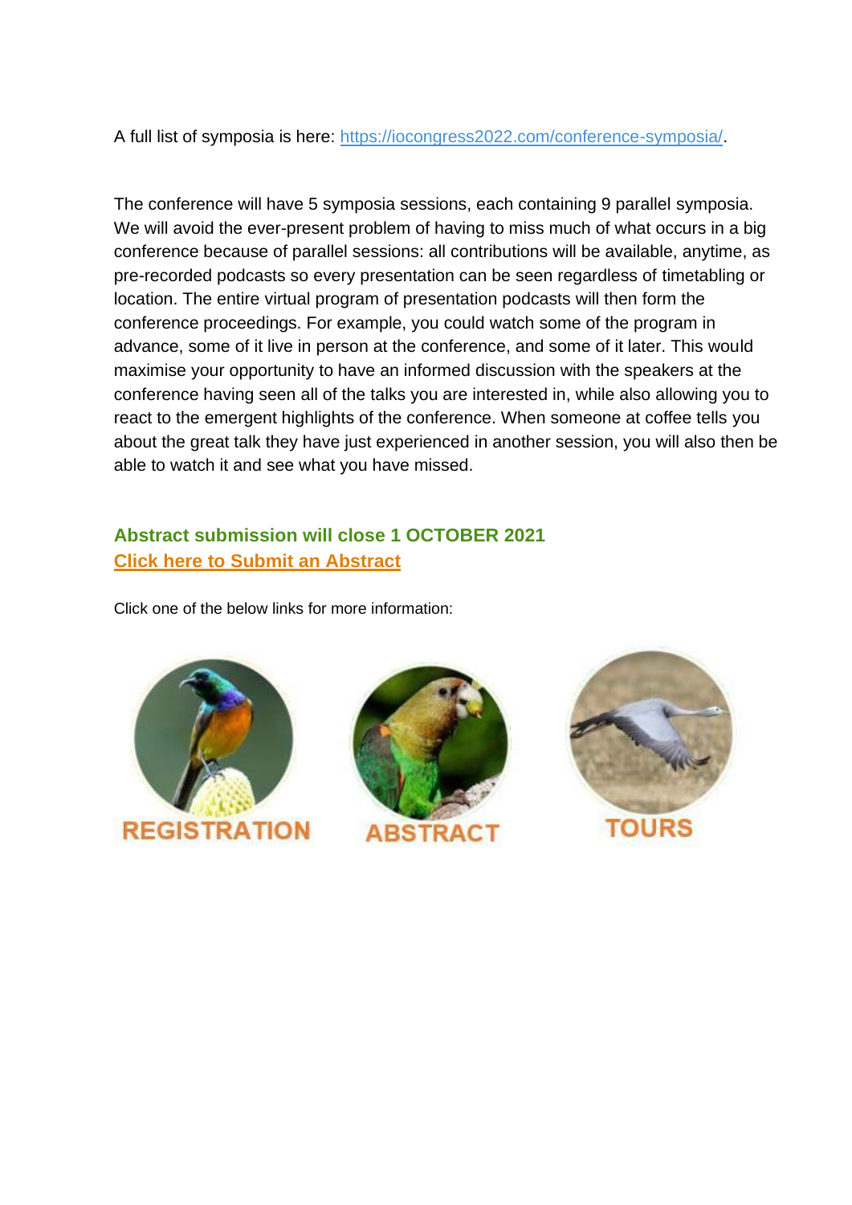A full list of symposia is here: [https://iocongress2022.com/conference-symposia/](https://iocongress2022.com/conference-symposia/).

The conference will have 5 symposia sessions, each containing 9 parallel symposia. We will avoid the ever-present problem of having to miss much of what occurs in a big conference because of parallel sessions: all contributions will be available, anytime, as pre-recorded podcasts so every presentation can be seen regardless of timetabling or location. The entire virtual program of presentation podcasts will then form the conference proceedings. For example, you could watch some of the program in advance, some of it live in person at the conference, and some of it later. This would maximise your opportunity to have an informed discussion with the speakers at the conference having seen all of the talks you are interested in, while also allowing you to react to the emergent highlights of the conference. When someone at coffee tells you about the great talk they have just experienced in another session, you will also then be able to watch it and see what you have missed.

**Abstract submission will close 1 OCTOBER 2021**
**Click here to Submit an Abstract**

Click one of the below links for more information:

REGISTRATION

ABSTRACT

TOURS